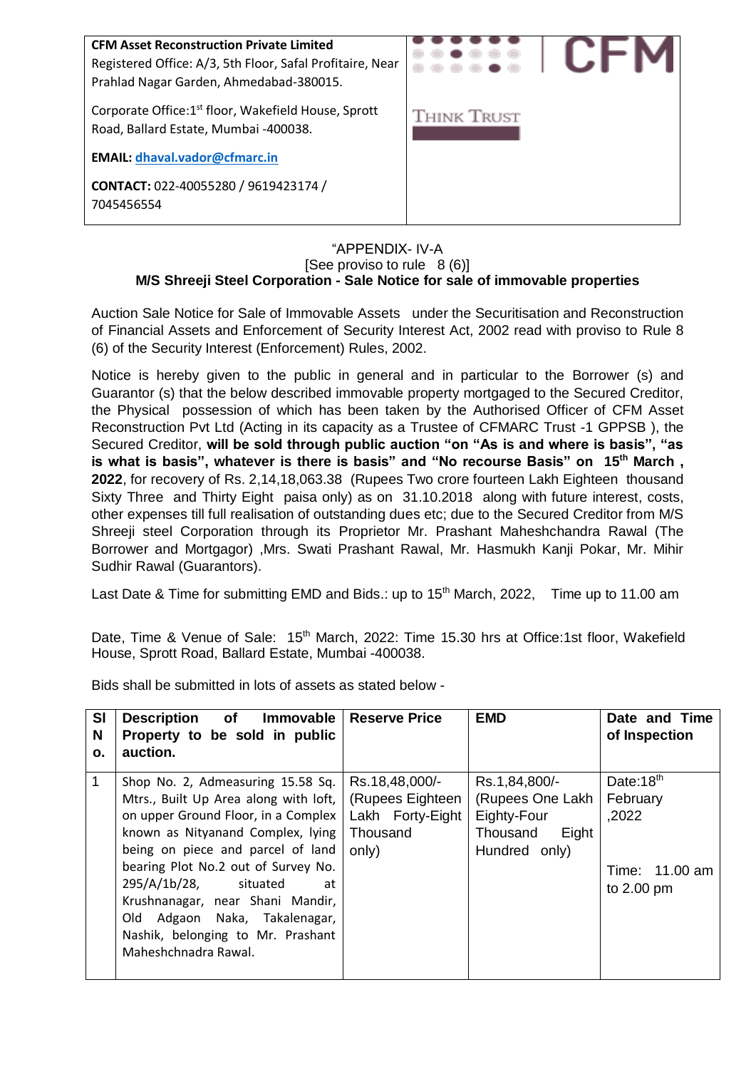**CFM Asset Reconstruction Private Limited**
Registered Office: A/3, 5th Floor, Safal Profitaire, Near Prahlad Nagar Garden, Ahmedabad-380015.

Corporate Office:1st floor, Wakefield House, Sprott Road, Ballard Estate, Mumbai -400038.

**EMAIL:** dhaval.vador@cfmarc.in

**CONTACT:** 022-40055280 / 9619423174 / 7045456554

CFM

THINK TRUST

"APPENDIX- IV-A
[See proviso to rule 8 (6)]

**M/S Shreeji Steel Corporation - Sale Notice for sale of immovable properties**

Auction Sale Notice for Sale of Immovable Assets under the Securitisation and Reconstruction of Financial Assets and Enforcement of Security Interest Act, 2002 read with proviso to Rule 8 (6) of the Security Interest (Enforcement) Rules, 2002.

Notice is hereby given to the public in general and in particular to the Borrower (s) and Guarantor (s) that the below described immovable property mortgaged to the Secured Creditor, the Physical possession of which has been taken by the Authorised Officer of CFM Asset Reconstruction Pvt Ltd (Acting in its capacity as a Trustee of CFMARC Trust -1 GPPSB ), the Secured Creditor, **will be sold through public auction "on "As is and where is basis", "as is what is basis", whatever is there is basis" and "No recourse Basis" on 15th March , 2022**, for recovery of Rs. 2,14,18,063.38 (Rupees Two crore fourteen Lakh Eighteen thousand Sixty Three and Thirty Eight paisa only) as on 31.10.2018 along with future interest, costs, other expenses till full realisation of outstanding dues etc; due to the Secured Creditor from M/S Shreeji steel Corporation through its Proprietor Mr. Prashant Maheshchandra Rawal (The Borrower and Mortgagor) ,Mrs. Swati Prashant Rawal, Mr. Hasmukh Kanji Pokar, Mr. Mihir Sudhir Rawal (Guarantors).

Last Date & Time for submitting EMD and Bids.: up to 15th March, 2022, Time up to 11.00 am

Date, Time & Venue of Sale: 15th March, 2022: Time 15.30 hrs at Office:1st floor, Wakefield House, Sprott Road, Ballard Estate, Mumbai -400038.

Bids shall be submitted in lots of assets as stated below -

| Sl No. | Description of Immovable Property to be sold in public auction. | Reserve Price | EMD | Date and Time of Inspection |
|---|---|---|---|---|
| 1 | Shop No. 2, Admeasuring 15.58 Sq. Mtrs., Built Up Area along with loft, on upper Ground Floor, in a Complex known as Nityanand Complex, lying being on piece and parcel of land bearing Plot No.2 out of Survey No. 295/A/1b/28, situated at Krushnanagar, near Shani Mandir, Old Adgaon Naka, Takalenagar, Nashik, belonging to Mr. Prashant Maheshchnadra Rawal. | Rs.18,48,000/- (Rupees Eighteen Lakh Forty-Eight Thousand only) | Rs.1,84,800/- (Rupees One Lakh Eighty-Four Thousand Eight Hundred only) | Date:18th February ,2022 Time: 11.00 am to 2.00 pm |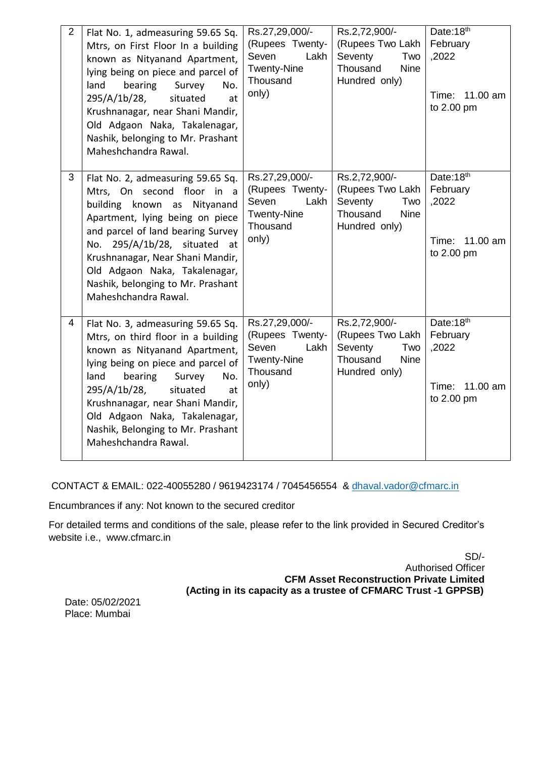| 2 | Flat No. 1, admeasuring 59.65 Sq. Mtrs, on First Floor In a building known as Nityanand Apartment, lying being on piece and parcel of land bearing Survey No. 295/A/1b/28, situated at Krushnanagar, near Shani Mandir, Old Adgaon Naka, Takalenagar, Nashik, belonging to Mr. Prashant Maheshchandra Rawal. | Rs.27,29,000/- (Rupees Twenty-Seven Lakh Twenty-Nine Thousand only) | Rs.2,72,900/- (Rupees Two Lakh Seventy Two Thousand Nine Hundred only) | Date:18th February ,2022<br><br>Time: 11.00 am to 2.00 pm |
|---|---|---|---|---|
| 3 | Flat No. 2, admeasuring 59.65 Sq. Mtrs, On second floor in a building known as Nityanand Apartment, lying being on piece and parcel of land bearing Survey No. 295/A/1b/28, situated at Krushnanagar, Near Shani Mandir, Old Adgaon Naka, Takalenagar, Nashik, belonging to Mr. Prashant Maheshchandra Rawal. | Rs.27,29,000/- (Rupees Twenty-Seven Lakh Twenty-Nine Thousand only) | Rs.2,72,900/- (Rupees Two Lakh Seventy Two Thousand Nine Hundred only) | Date:18th February ,2022<br><br>Time: 11.00 am to 2.00 pm |
| 4 | Flat No. 3, admeasuring 59.65 Sq. Mtrs, on third floor in a building known as Nityanand Apartment, lying being on piece and parcel of land bearing Survey No. 295/A/1b/28, situated at Krushnanagar, near Shani Mandir, Old Adgaon Naka, Takalenagar, Nashik, Belonging to Mr. Prashant Maheshchandra Rawal. | Rs.27,29,000/- (Rupees Twenty-Seven Lakh Twenty-Nine Thousand only) | Rs.2,72,900/- (Rupees Two Lakh Seventy Two Thousand Nine Hundred only) | Date:18th February ,2022<br><br>Time: 11.00 am to 2.00 pm |

CONTACT & EMAIL: 022-40055280 / 9619423174 / 7045456554 & dhaval.vador@cfmarc.in

Encumbrances if any: Not known to the secured creditor

For detailed terms and conditions of the sale, please refer to the link provided in Secured Creditor's website i.e., www.cfmarc.in

SD/-
Authorised Officer
**CFM Asset Reconstruction Private Limited**
**(Acting in its capacity as a trustee of CFMARC Trust -1 GPPSB)**

Date: 05/02/2021
Place: Mumbai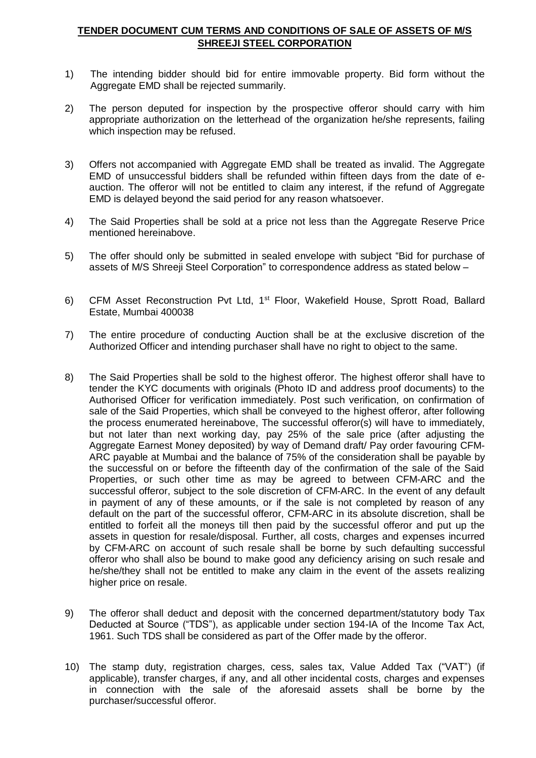## **TENDER DOCUMENT CUM TERMS AND CONDITIONS OF SALE OF ASSETS OF M/S SHREEJI STEEL CORPORATION**

1) The intending bidder should bid for entire immovable property. Bid form without the Aggregate EMD shall be rejected summarily.

2) The person deputed for inspection by the prospective offeror should carry with him appropriate authorization on the letterhead of the organization he/she represents, failing which inspection may be refused.

3) Offers not accompanied with Aggregate EMD shall be treated as invalid. The Aggregate EMD of unsuccessful bidders shall be refunded within fifteen days from the date of e-auction. The offeror will not be entitled to claim any interest, if the refund of Aggregate EMD is delayed beyond the said period for any reason whatsoever.

4) The Said Properties shall be sold at a price not less than the Aggregate Reserve Price mentioned hereinabove.

5) The offer should only be submitted in sealed envelope with subject "Bid for purchase of assets of M/S Shreeji Steel Corporation" to correspondence address as stated below –

6) CFM Asset Reconstruction Pvt Ltd, 1st Floor, Wakefield House, Sprott Road, Ballard Estate, Mumbai 400038

7) The entire procedure of conducting Auction shall be at the exclusive discretion of the Authorized Officer and intending purchaser shall have no right to object to the same.

8) The Said Properties shall be sold to the highest offeror. The highest offeror shall have to tender the KYC documents with originals (Photo ID and address proof documents) to the Authorised Officer for verification immediately. Post such verification, on confirmation of sale of the Said Properties, which shall be conveyed to the highest offeror, after following the process enumerated hereinabove, The successful offeror(s) will have to immediately, but not later than next working day, pay 25% of the sale price (after adjusting the Aggregate Earnest Money deposited) by way of Demand draft/ Pay order favouring CFM-ARC payable at Mumbai and the balance of 75% of the consideration shall be payable by the successful on or before the fifteenth day of the confirmation of the sale of the Said Properties, or such other time as may be agreed to between CFM-ARC and the successful offeror, subject to the sole discretion of CFM-ARC. In the event of any default in payment of any of these amounts, or if the sale is not completed by reason of any default on the part of the successful offeror, CFM-ARC in its absolute discretion, shall be entitled to forfeit all the moneys till then paid by the successful offeror and put up the assets in question for resale/disposal. Further, all costs, charges and expenses incurred by CFM-ARC on account of such resale shall be borne by such defaulting successful offeror who shall also be bound to make good any deficiency arising on such resale and he/she/they shall not be entitled to make any claim in the event of the assets realizing higher price on resale.

9) The offeror shall deduct and deposit with the concerned department/statutory body Tax Deducted at Source ("TDS"), as applicable under section 194-IA of the Income Tax Act, 1961. Such TDS shall be considered as part of the Offer made by the offeror.

10) The stamp duty, registration charges, cess, sales tax, Value Added Tax ("VAT") (if applicable), transfer charges, if any, and all other incidental costs, charges and expenses in connection with the sale of the aforesaid assets shall be borne by the purchaser/successful offeror.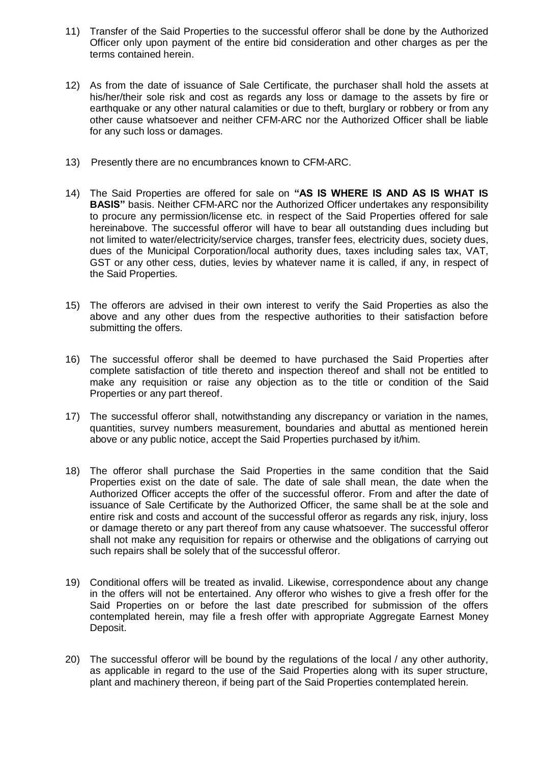11) Transfer of the Said Properties to the successful offeror shall be done by the Authorized Officer only upon payment of the entire bid consideration and other charges as per the terms contained herein.

12) As from the date of issuance of Sale Certificate, the purchaser shall hold the assets at his/her/their sole risk and cost as regards any loss or damage to the assets by fire or earthquake or any other natural calamities or due to theft, burglary or robbery or from any other cause whatsoever and neither CFM-ARC nor the Authorized Officer shall be liable for any such loss or damages.

13) Presently there are no encumbrances known to CFM-ARC.

14) The Said Properties are offered for sale on **"AS IS WHERE IS AND AS IS WHAT IS BASIS"** basis. Neither CFM-ARC nor the Authorized Officer undertakes any responsibility to procure any permission/license etc. in respect of the Said Properties offered for sale hereinabove. The successful offeror will have to bear all outstanding dues including but not limited to water/electricity/service charges, transfer fees, electricity dues, society dues, dues of the Municipal Corporation/local authority dues, taxes including sales tax, VAT, GST or any other cess, duties, levies by whatever name it is called, if any, in respect of the Said Properties.

15) The offerors are advised in their own interest to verify the Said Properties as also the above and any other dues from the respective authorities to their satisfaction before submitting the offers.

16) The successful offeror shall be deemed to have purchased the Said Properties after complete satisfaction of title thereto and inspection thereof and shall not be entitled to make any requisition or raise any objection as to the title or condition of the Said Properties or any part thereof.

17) The successful offeror shall, notwithstanding any discrepancy or variation in the names, quantities, survey numbers measurement, boundaries and abuttal as mentioned herein above or any public notice, accept the Said Properties purchased by it/him.

18) The offeror shall purchase the Said Properties in the same condition that the Said Properties exist on the date of sale. The date of sale shall mean, the date when the Authorized Officer accepts the offer of the successful offeror. From and after the date of issuance of Sale Certificate by the Authorized Officer, the same shall be at the sole and entire risk and costs and account of the successful offeror as regards any risk, injury, loss or damage thereto or any part thereof from any cause whatsoever. The successful offeror shall not make any requisition for repairs or otherwise and the obligations of carrying out such repairs shall be solely that of the successful offeror.

19) Conditional offers will be treated as invalid. Likewise, correspondence about any change in the offers will not be entertained. Any offeror who wishes to give a fresh offer for the Said Properties on or before the last date prescribed for submission of the offers contemplated herein, may file a fresh offer with appropriate Aggregate Earnest Money Deposit.

20) The successful offeror will be bound by the regulations of the local / any other authority, as applicable in regard to the use of the Said Properties along with its super structure, plant and machinery thereon, if being part of the Said Properties contemplated herein.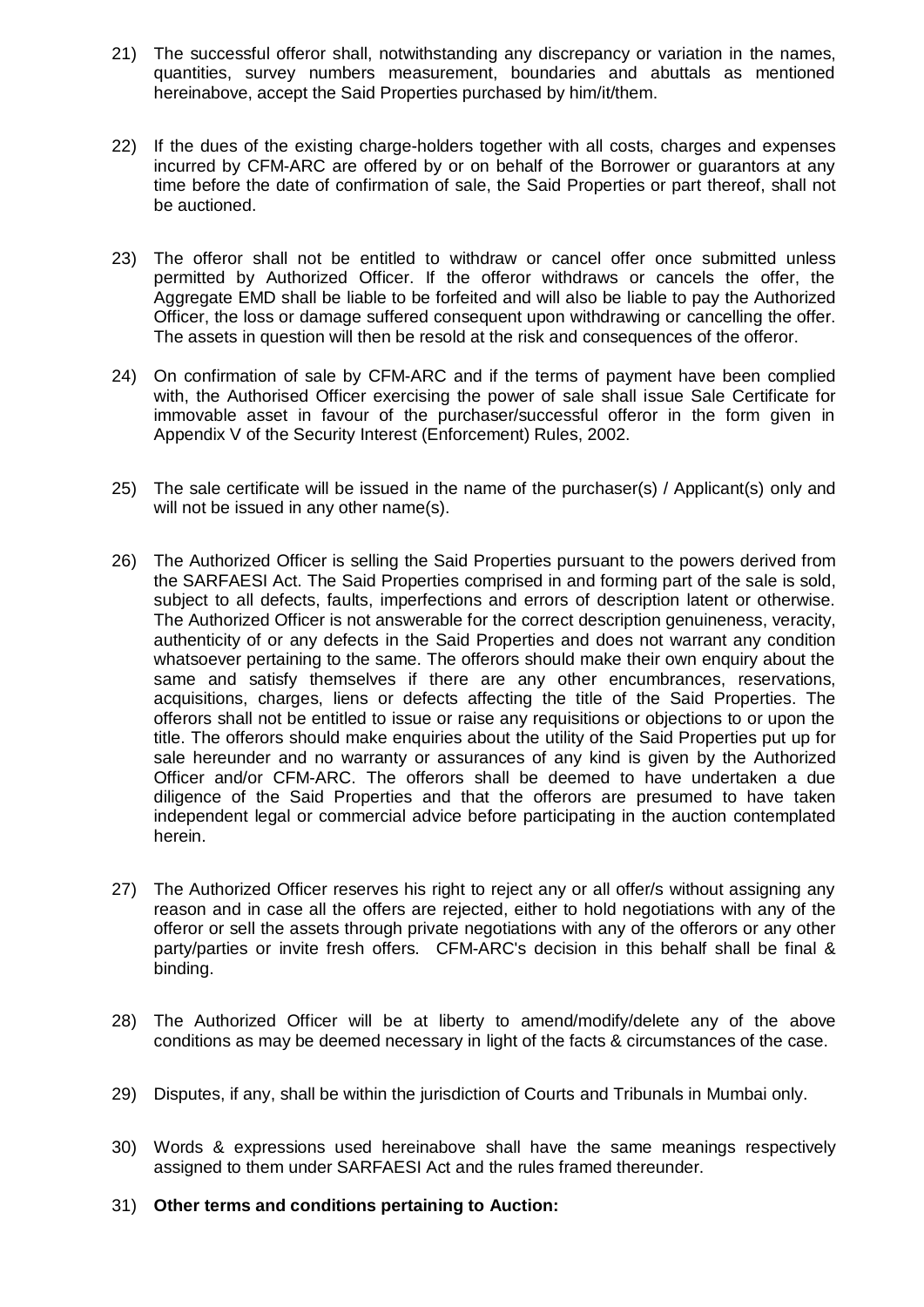21) The successful offeror shall, notwithstanding any discrepancy or variation in the names, quantities, survey numbers measurement, boundaries and abuttals as mentioned hereinabove, accept the Said Properties purchased by him/it/them.

22) If the dues of the existing charge-holders together with all costs, charges and expenses incurred by CFM-ARC are offered by or on behalf of the Borrower or guarantors at any time before the date of confirmation of sale, the Said Properties or part thereof, shall not be auctioned.

23) The offeror shall not be entitled to withdraw or cancel offer once submitted unless permitted by Authorized Officer. If the offeror withdraws or cancels the offer, the Aggregate EMD shall be liable to be forfeited and will also be liable to pay the Authorized Officer, the loss or damage suffered consequent upon withdrawing or cancelling the offer. The assets in question will then be resold at the risk and consequences of the offeror.

24) On confirmation of sale by CFM-ARC and if the terms of payment have been complied with, the Authorised Officer exercising the power of sale shall issue Sale Certificate for immovable asset in favour of the purchaser/successful offeror in the form given in Appendix V of the Security Interest (Enforcement) Rules, 2002.

25) The sale certificate will be issued in the name of the purchaser(s) / Applicant(s) only and will not be issued in any other name(s).

26) The Authorized Officer is selling the Said Properties pursuant to the powers derived from the SARFAESI Act. The Said Properties comprised in and forming part of the sale is sold, subject to all defects, faults, imperfections and errors of description latent or otherwise. The Authorized Officer is not answerable for the correct description genuineness, veracity, authenticity of or any defects in the Said Properties and does not warrant any condition whatsoever pertaining to the same. The offerors should make their own enquiry about the same and satisfy themselves if there are any other encumbrances, reservations, acquisitions, charges, liens or defects affecting the title of the Said Properties. The offerors shall not be entitled to issue or raise any requisitions or objections to or upon the title. The offerors should make enquiries about the utility of the Said Properties put up for sale hereunder and no warranty or assurances of any kind is given by the Authorized Officer and/or CFM-ARC. The offerors shall be deemed to have undertaken a due diligence of the Said Properties and that the offerors are presumed to have taken independent legal or commercial advice before participating in the auction contemplated herein.

27) The Authorized Officer reserves his right to reject any or all offer/s without assigning any reason and in case all the offers are rejected, either to hold negotiations with any of the offeror or sell the assets through private negotiations with any of the offerors or any other party/parties or invite fresh offers. CFM-ARC's decision in this behalf shall be final & binding.

28) The Authorized Officer will be at liberty to amend/modify/delete any of the above conditions as may be deemed necessary in light of the facts & circumstances of the case.

29) Disputes, if any, shall be within the jurisdiction of Courts and Tribunals in Mumbai only.

30) Words & expressions used hereinabove shall have the same meanings respectively assigned to them under SARFAESI Act and the rules framed thereunder.

31) **Other terms and conditions pertaining to Auction:**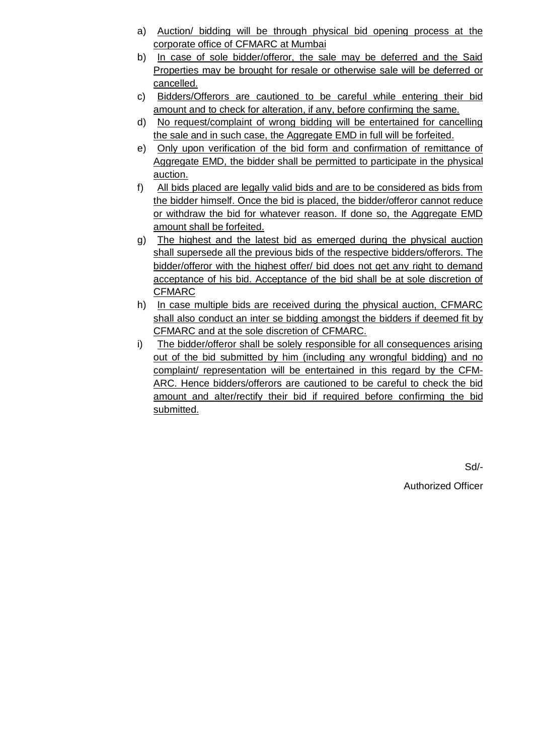a) Auction/ bidding will be through physical bid opening process at the corporate office of CFMARC at Mumbai
b) In case of sole bidder/offeror, the sale may be deferred and the Said Properties may be brought for resale or otherwise sale will be deferred or cancelled.
c) Bidders/Offerors are cautioned to be careful while entering their bid amount and to check for alteration, if any, before confirming the same.
d) No request/complaint of wrong bidding will be entertained for cancelling the sale and in such case, the Aggregate EMD in full will be forfeited.
e) Only upon verification of the bid form and confirmation of remittance of Aggregate EMD, the bidder shall be permitted to participate in the physical auction.
f) All bids placed are legally valid bids and are to be considered as bids from the bidder himself. Once the bid is placed, the bidder/offeror cannot reduce or withdraw the bid for whatever reason. If done so, the Aggregate EMD amount shall be forfeited.
g) The highest and the latest bid as emerged during the physical auction shall supersede all the previous bids of the respective bidders/offerors. The bidder/offeror with the highest offer/ bid does not get any right to demand acceptance of his bid. Acceptance of the bid shall be at sole discretion of CFMARC
h) In case multiple bids are received during the physical auction, CFMARC shall also conduct an inter se bidding amongst the bidders if deemed fit by CFMARC and at the sole discretion of CFMARC.
i) The bidder/offeror shall be solely responsible for all consequences arising out of the bid submitted by him (including any wrongful bidding) and no complaint/ representation will be entertained in this regard by the CFM-ARC. Hence bidders/offerors are cautioned to be careful to check the bid amount and alter/rectify their bid if required before confirming the bid submitted.

Sd/-

Authorized Officer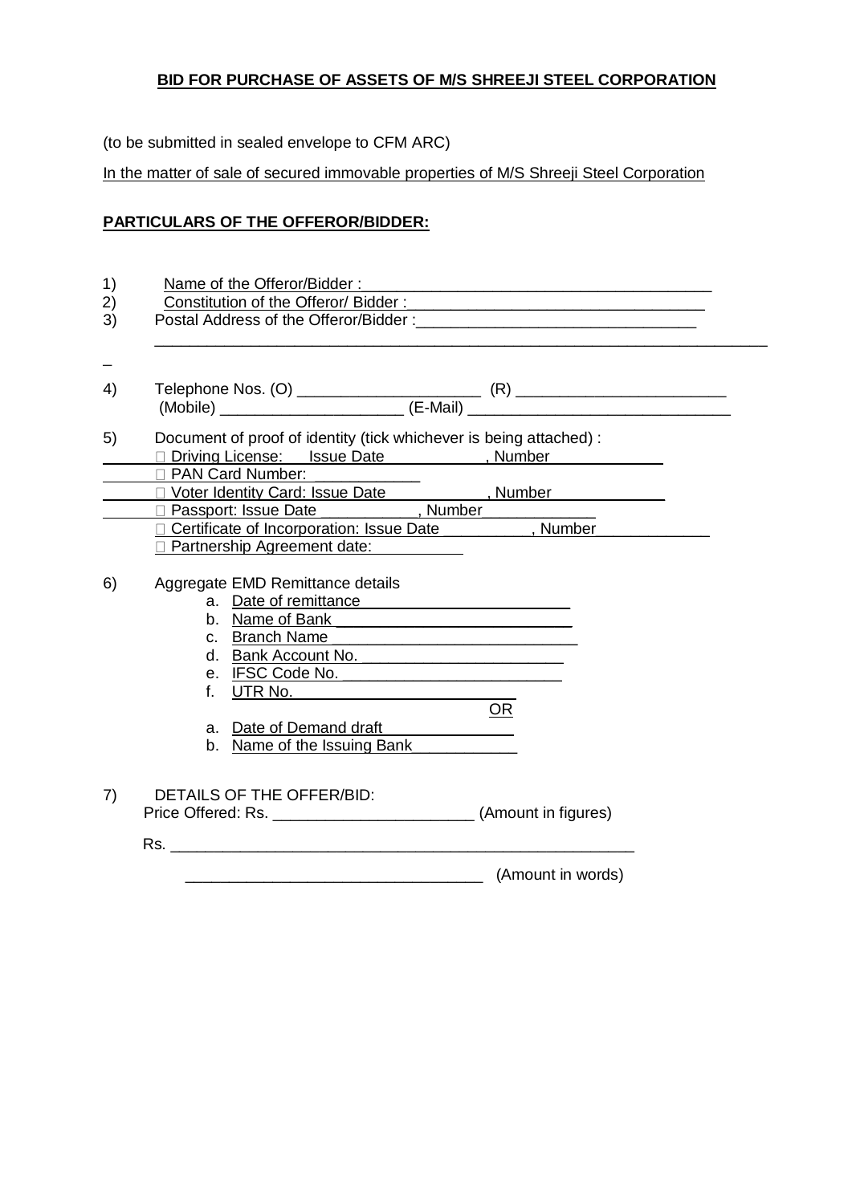**BID FOR PURCHASE OF ASSETS OF M/S SHREEJI STEEL CORPORATION**

(to be submitted in sealed envelope to CFM ARC)

In the matter of sale of secured immovable properties of M/S Shreeji Steel Corporation

**PARTICULARS OF THE OFFEROR/BIDDER:**

1) Name of the Offeror/Bidder : ________________________________________
2) Constitution of the Offeror/ Bidder : __________________________________
3) Postal Address of the Offeror/Bidder :_______________________________
__________________________________________________________________________
_

4) Telephone Nos. (O) _____________________ (R) ________________________
(Mobile) _____________________ (E-Mail) ______________________________

5) Document of proof of identity (tick whichever is being attached) :
- ☐ Driving License: Issue Date ___________, Number _____________
- ☐ PAN Card Number: ____________
- ☐ Voter Identity Card: Issue Date ___________, Number _____________
- ☐ Passport: Issue Date ___________, Number _____________
- ☐ Certificate of Incorporation: Issue Date __________, Number _____________
- ☐ Partnership Agreement date: __________

6) Aggregate EMD Remittance details
   a. Date of remittance ________________________
   b. Name of Bank ___________________________
   c. Branch Name ____________________________
   d. Bank Account No. _______________________
   e. IFSC Code No. __________________________
   f. UTR No. ________________________

   OR

   a. Date of Demand draft _______________
   b. Name of the Issuing Bank ____________

7) DETAILS OF THE OFFER/BID:
Price Offered: Rs. _______________________ (Amount in figures)

Rs. ______________________________________________________

__________________________________ (Amount in words)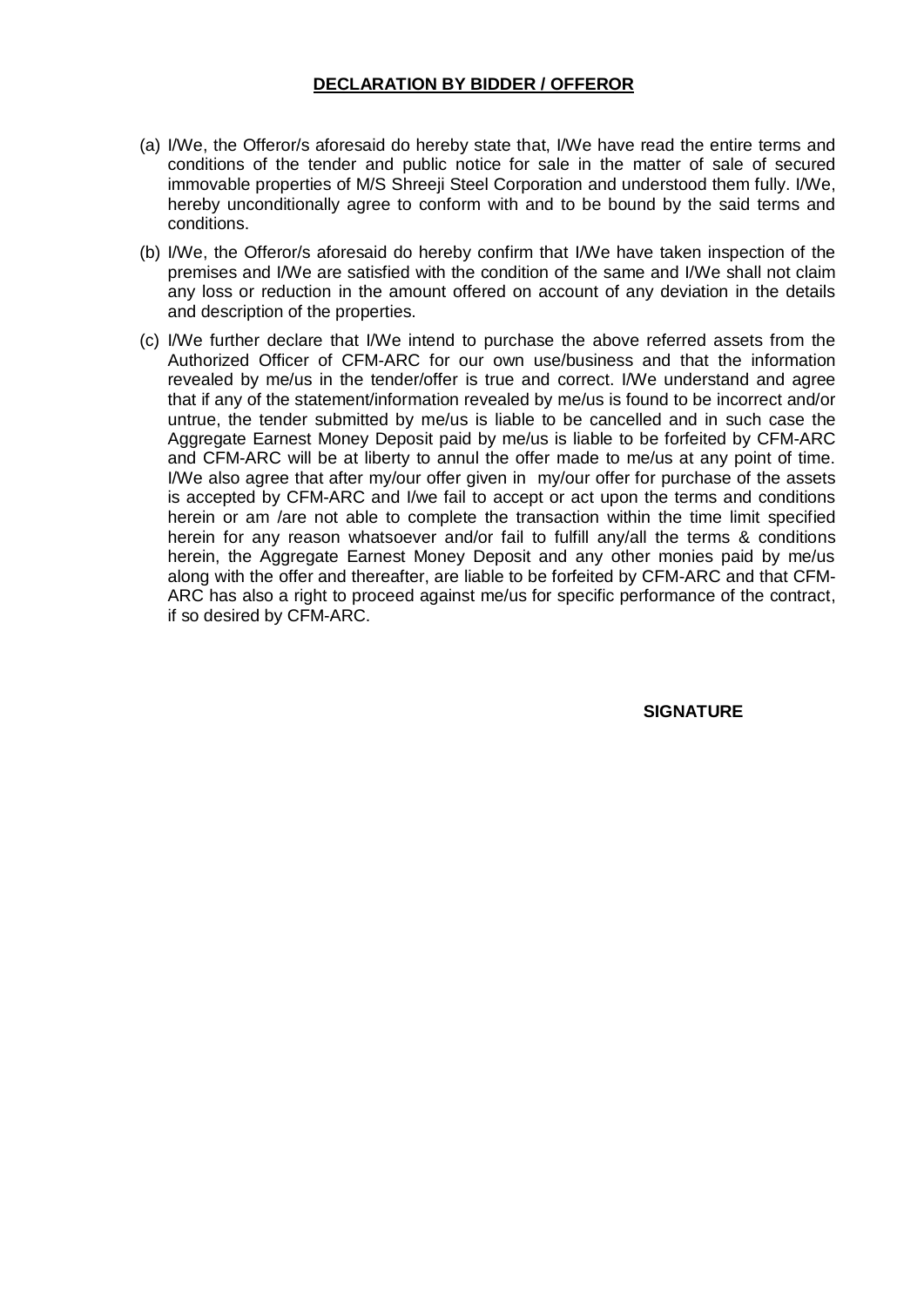**DECLARATION BY BIDDER / OFFEROR**

(a) I/We, the Offeror/s aforesaid do hereby state that, I/We have read the entire terms and conditions of the tender and public notice for sale in the matter of sale of secured immovable properties of M/S Shreeji Steel Corporation and understood them fully. I/We, hereby unconditionally agree to conform with and to be bound by the said terms and conditions.

(b) I/We, the Offeror/s aforesaid do hereby confirm that I/We have taken inspection of the premises and I/We are satisfied with the condition of the same and I/We shall not claim any loss or reduction in the amount offered on account of any deviation in the details and description of the properties.

(c) I/We further declare that I/We intend to purchase the above referred assets from the Authorized Officer of CFM-ARC for our own use/business and that the information revealed by me/us in the tender/offer is true and correct. I/We understand and agree that if any of the statement/information revealed by me/us is found to be incorrect and/or untrue, the tender submitted by me/us is liable to be cancelled and in such case the Aggregate Earnest Money Deposit paid by me/us is liable to be forfeited by CFM-ARC and CFM-ARC will be at liberty to annul the offer made to me/us at any point of time. I/We also agree that after my/our offer given in my/our offer for purchase of the assets is accepted by CFM-ARC and I/we fail to accept or act upon the terms and conditions herein or am /are not able to complete the transaction within the time limit specified herein for any reason whatsoever and/or fail to fulfill any/all the terms & conditions herein, the Aggregate Earnest Money Deposit and any other monies paid by me/us along with the offer and thereafter, are liable to be forfeited by CFM-ARC and that CFM-ARC has also a right to proceed against me/us for specific performance of the contract, if so desired by CFM-ARC.

**SIGNATURE**